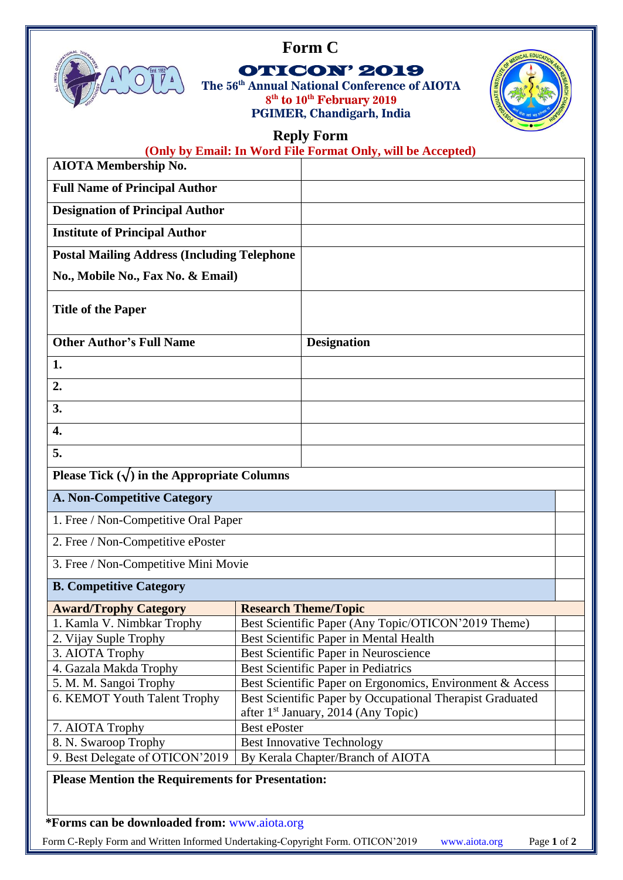# Form C

## OTICON' 2019

**The 56th Annual National Conference of AIOTA**
**8th to 10th February 2019**
**PGIMER, Chandigarh, India**

## Reply Form

**(Only by Email: In Word File Format Only, will be Accepted)**

| | |
|---|---|
| **AIOTA Membership No.** | |
| **Full Name of Principal Author** | |
| **Designation of Principal Author** | |
| **Institute of Principal Author** | |
| **Postal Mailing Address (Including Telephone No., Mobile No., Fax No. & Email)** | |
| **Title of the Paper** | |
| **Other Author's Full Name** | **Designation** |
| **1.** | |
| **2.** | |
| **3.** | |
| **4.** | |
| **5.** | |

**Please Tick (√) in the Appropriate Columns**

| **A. Non-Competitive Category** | |
|---|---|
| 1. Free / Non-Competitive Oral Paper | |
| 2. Free / Non-Competitive ePoster | |
| 3. Free / Non-Competitive Mini Movie | |

**B. Competitive Category**

| **Award/Trophy Category** | **Research Theme/Topic** | |
|---|---|---|
| 1. Kamla V. Nimbkar Trophy | Best Scientific Paper (Any Topic/OTICON'2019 Theme) | |
| 2. Vijay Suple Trophy | Best Scientific Paper in Mental Health | |
| 3. AIOTA Trophy | Best Scientific Paper in Neuroscience | |
| 4. Gazala Makda Trophy | Best Scientific Paper in Pediatrics | |
| 5. M. M. Sangoi Trophy | Best Scientific Paper on Ergonomics, Environment & Access | |
| 6. KEMOT Youth Talent Trophy | Best Scientific Paper by Occupational Therapist Graduated after 1st January, 2014 (Any Topic) | |
| 7. AIOTA Trophy | Best ePoster | |
| 8. N. Swaroop Trophy | Best Innovative Technology | |
| 9. Best Delegate of OTICON'2019 | By Kerala Chapter/Branch of AIOTA | |

**Please Mention the Requirements for Presentation:**

**\*Forms can be downloaded from:** www.aiota.org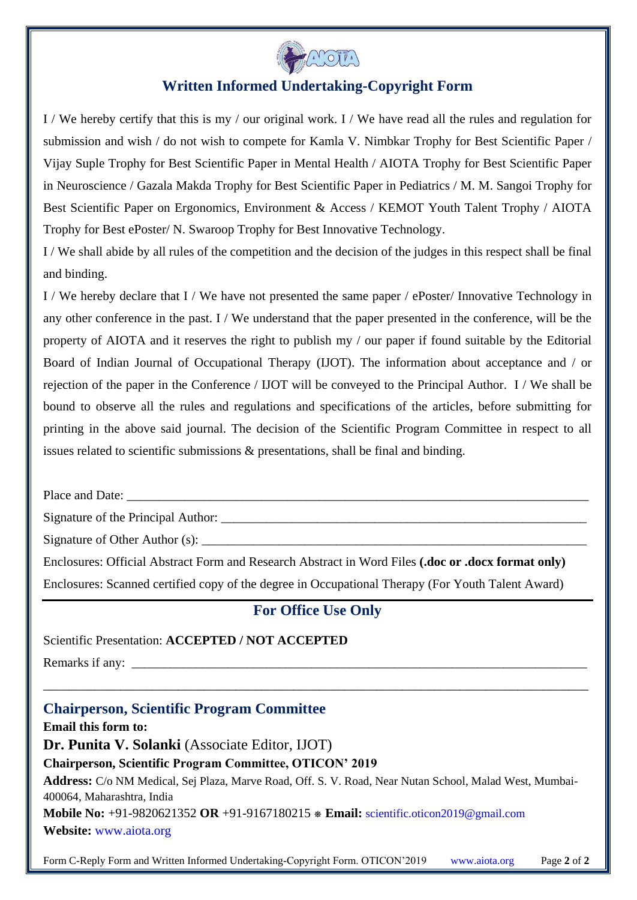## Written Informed Undertaking-Copyright Form

I / We hereby certify that this is my / our original work. I / We have read all the rules and regulation for submission and wish / do not wish to compete for Kamla V. Nimbkar Trophy for Best Scientific Paper / Vijay Suple Trophy for Best Scientific Paper in Mental Health / AIOTA Trophy for Best Scientific Paper in Neuroscience / Gazala Makda Trophy for Best Scientific Paper in Pediatrics / M. M. Sangoi Trophy for Best Scientific Paper on Ergonomics, Environment & Access / KEMOT Youth Talent Trophy / AIOTA Trophy for Best ePoster/ N. Swaroop Trophy for Best Innovative Technology.

I / We shall abide by all rules of the competition and the decision of the judges in this respect shall be final and binding.

I / We hereby declare that I / We have not presented the same paper / ePoster/ Innovative Technology in any other conference in the past. I / We understand that the paper presented in the conference, will be the property of AIOTA and it reserves the right to publish my / our paper if found suitable by the Editorial Board of Indian Journal of Occupational Therapy (IJOT). The information about acceptance and / or rejection of the paper in the Conference / IJOT will be conveyed to the Principal Author. I / We shall be bound to observe all the rules and regulations and specifications of the articles, before submitting for printing in the above said journal. The decision of the Scientific Program Committee in respect to all issues related to scientific submissions & presentations, shall be final and binding.

Place and Date: ______________________________________________

Signature of the Principal Author: ______________________________________

Signature of Other Author (s): ________________________________________

Enclosures: Official Abstract Form and Research Abstract in Word Files **(.doc or .docx format only)**

Enclosures: Scanned certified copy of the degree in Occupational Therapy (For Youth Talent Award)

---

## For Office Use Only

Scientific Presentation: **ACCEPTED / NOT ACCEPTED**

Remarks if any: ______________________________________________

______________________________________________________________

### Chairperson, Scientific Program Committee

**Email this form to:**

**Dr. Punita V. Solanki** (Associate Editor, IJOT)

**Chairperson, Scientific Program Committee, OTICON' 2019**

**Address:** C/o NM Medical, Sej Plaza, Marve Road, Off. S. V. Road, Near Nutan School, Malad West, Mumbai-400064, Maharashtra, India

**Mobile No:** +91-9820621352 **OR** +91-9167180215 ❅ **Email:** scientific.oticon2019@gmail.com

**Website:** www.aiota.org

Form C-Reply Form and Written Informed Undertaking-Copyright Form. OTICON'2019 www.aiota.org